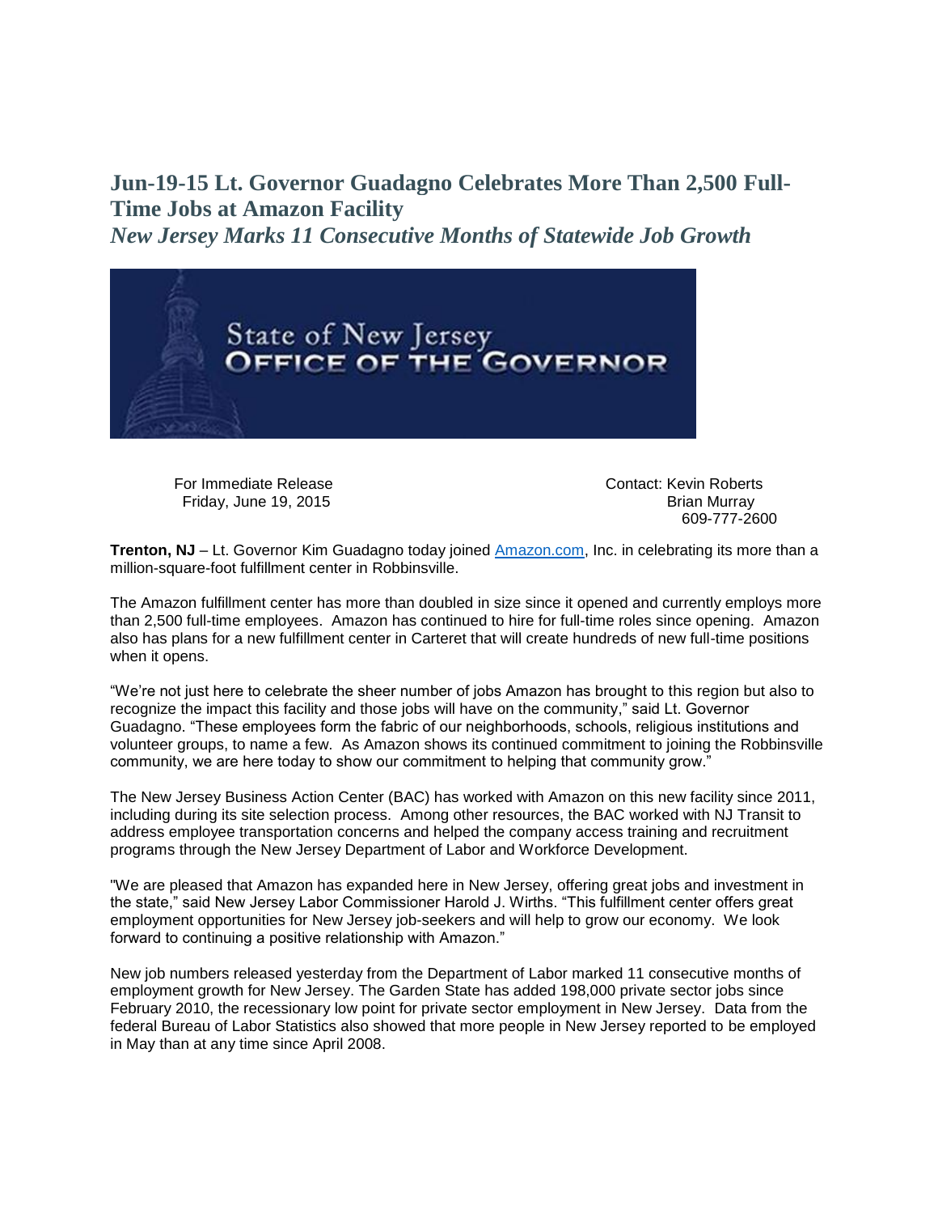# Jun-19-15 Lt. Governor Guadagno Celebrates More Than 2,500 Full-Time Jobs at Amazon Facility

## *New Jersey Marks 11 Consecutive Months of Statewide Job Growth*

State of New Jersey
OFFICE OF THE GOVERNOR

For Immediate Release
Friday, June 19, 2015

Contact: Kevin Roberts
Brian Murray
609-777-2600

**Trenton, NJ** – Lt. Governor Kim Guadagno today joined [Amazon.com](Amazon.com), Inc. in celebrating its more than a million-square-foot fulfillment center in Robbinsville.

The Amazon fulfillment center has more than doubled in size since it opened and currently employs more than 2,500 full-time employees. Amazon has continued to hire for full-time roles since opening. Amazon also has plans for a new fulfillment center in Carteret that will create hundreds of new full-time positions when it opens.

"We're not just here to celebrate the sheer number of jobs Amazon has brought to this region but also to recognize the impact this facility and those jobs will have on the community," said Lt. Governor Guadagno. "These employees form the fabric of our neighborhoods, schools, religious institutions and volunteer groups, to name a few. As Amazon shows its continued commitment to joining the Robbinsville community, we are here today to show our commitment to helping that community grow."

The New Jersey Business Action Center (BAC) has worked with Amazon on this new facility since 2011, including during its site selection process. Among other resources, the BAC worked with NJ Transit to address employee transportation concerns and helped the company access training and recruitment programs through the New Jersey Department of Labor and Workforce Development.

"We are pleased that Amazon has expanded here in New Jersey, offering great jobs and investment in the state," said New Jersey Labor Commissioner Harold J. Wirths. "This fulfillment center offers great employment opportunities for New Jersey job-seekers and will help to grow our economy. We look forward to continuing a positive relationship with Amazon."

New job numbers released yesterday from the Department of Labor marked 11 consecutive months of employment growth for New Jersey. The Garden State has added 198,000 private sector jobs since February 2010, the recessionary low point for private sector employment in New Jersey. Data from the federal Bureau of Labor Statistics also showed that more people in New Jersey reported to be employed in May than at any time since April 2008.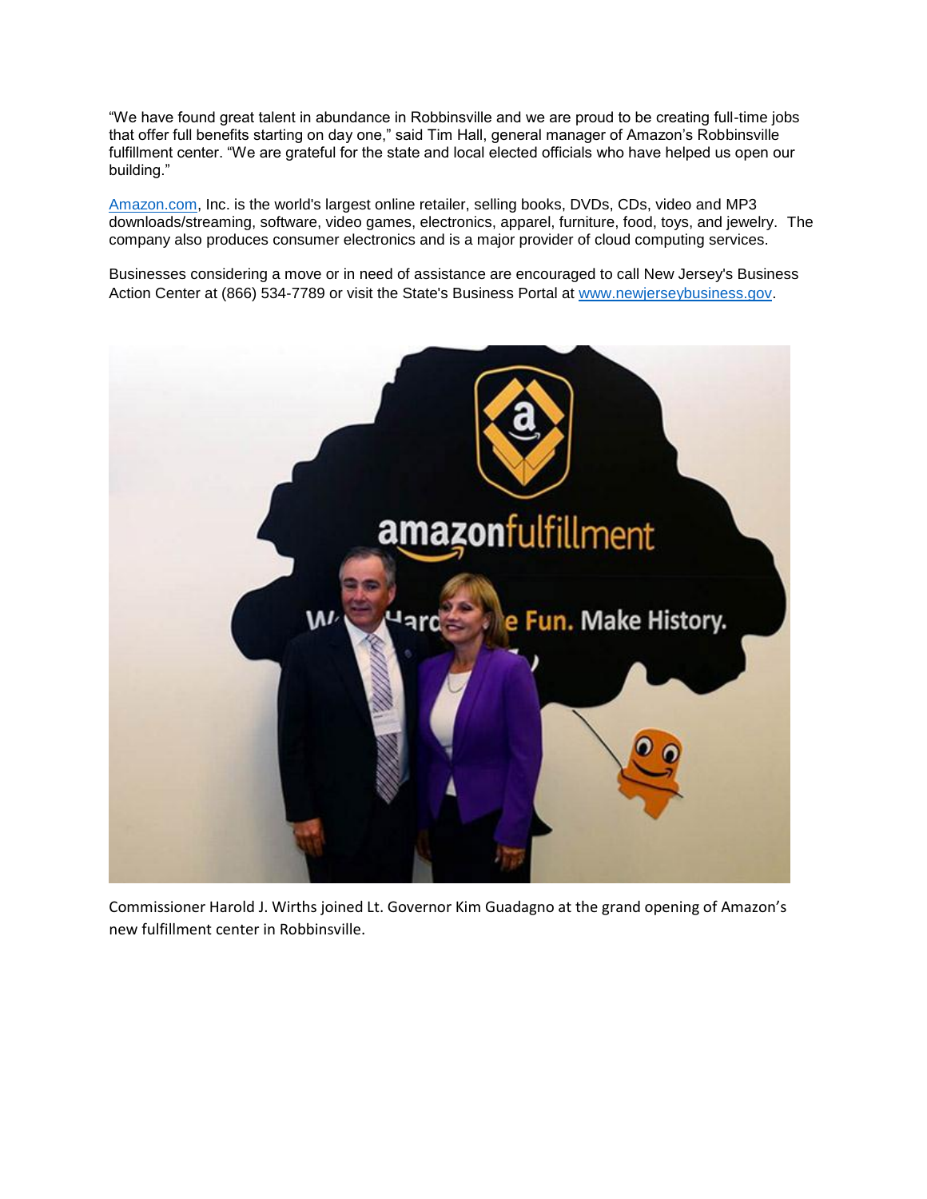"We have found great talent in abundance in Robbinsville and we are proud to be creating full-time jobs that offer full benefits starting on day one," said Tim Hall, general manager of Amazon's Robbinsville fulfillment center. "We are grateful for the state and local elected officials who have helped us open our building."

Amazon.com, Inc. is the world's largest online retailer, selling books, DVDs, CDs, video and MP3 downloads/streaming, software, video games, electronics, apparel, furniture, food, toys, and jewelry. The company also produces consumer electronics and is a major provider of cloud computing services.

Businesses considering a move or in need of assistance are encouraged to call New Jersey's Business Action Center at (866) 534-7789 or visit the State's Business Portal at www.newjerseybusiness.gov.

Commissioner Harold J. Wirths joined Lt. Governor Kim Guadagno at the grand opening of Amazon's new fulfillment center in Robbinsville.